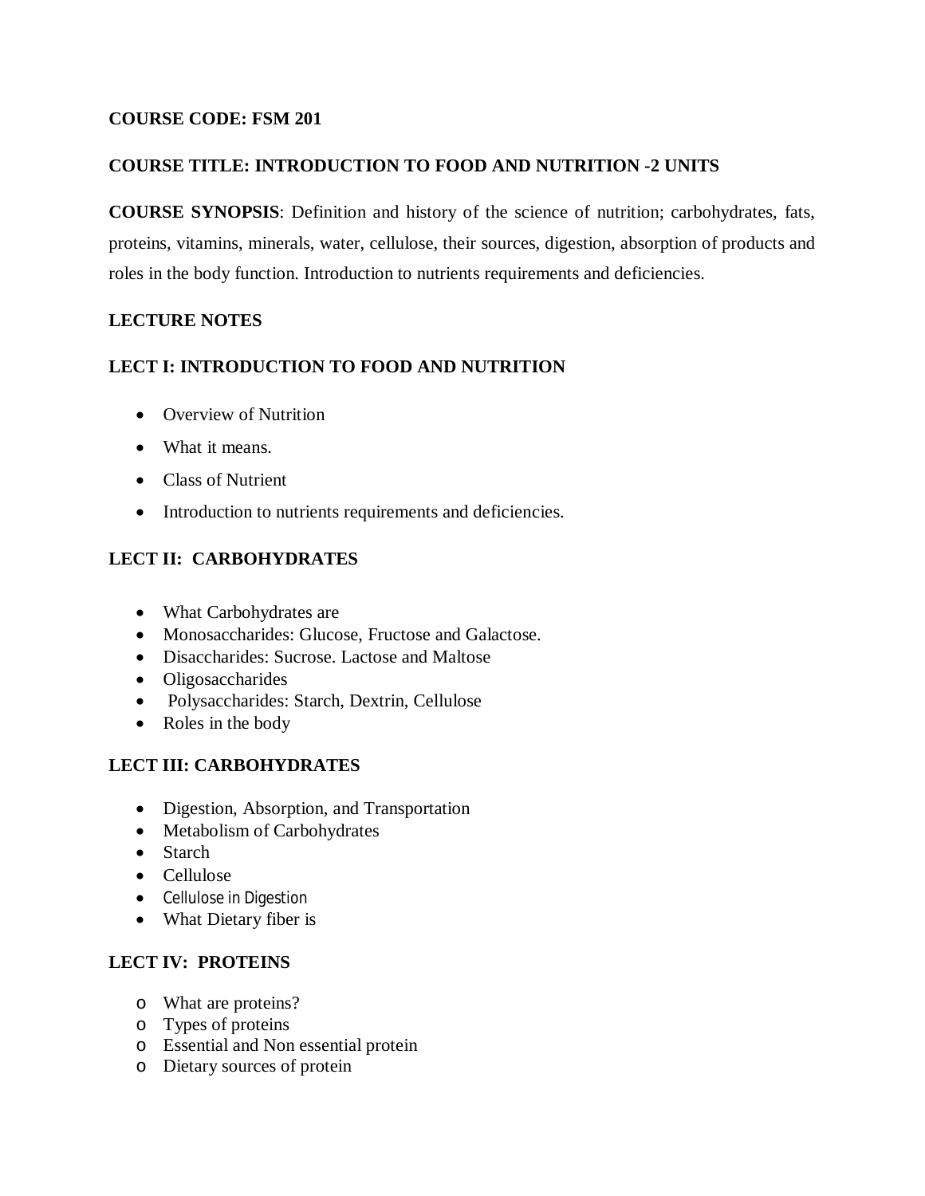**COURSE CODE: FSM 201**

**COURSE TITLE: INTRODUCTION TO FOOD AND NUTRITION -2 UNITS**

**COURSE SYNOPSIS**: Definition and history of the science of nutrition; carbohydrates, fats, proteins, vitamins, minerals, water, cellulose, their sources, digestion, absorption of products and roles in the body function. Introduction to nutrients requirements and deficiencies.

**LECTURE NOTES**

**LECT I: INTRODUCTION TO FOOD AND NUTRITION**

- Overview of Nutrition
- What it means.
- Class of Nutrient
- Introduction to nutrients requirements and deficiencies.

**LECT II: CARBOHYDRATES**

- What Carbohydrates are
- Monosaccharides: Glucose, Fructose and Galactose.
- Disaccharides: Sucrose. Lactose and Maltose
- Oligosaccharides
- Polysaccharides: Starch, Dextrin, Cellulose
- Roles in the body

**LECT III: CARBOHYDRATES**

- Digestion, Absorption, and Transportation
- Metabolism of Carbohydrates
- Starch
- Cellulose
- Cellulose in Digestion
- What Dietary fiber is

**LECT IV: PROTEINS**

- What are proteins?
- Types of proteins
- Essential and Non essential protein
- Dietary sources of protein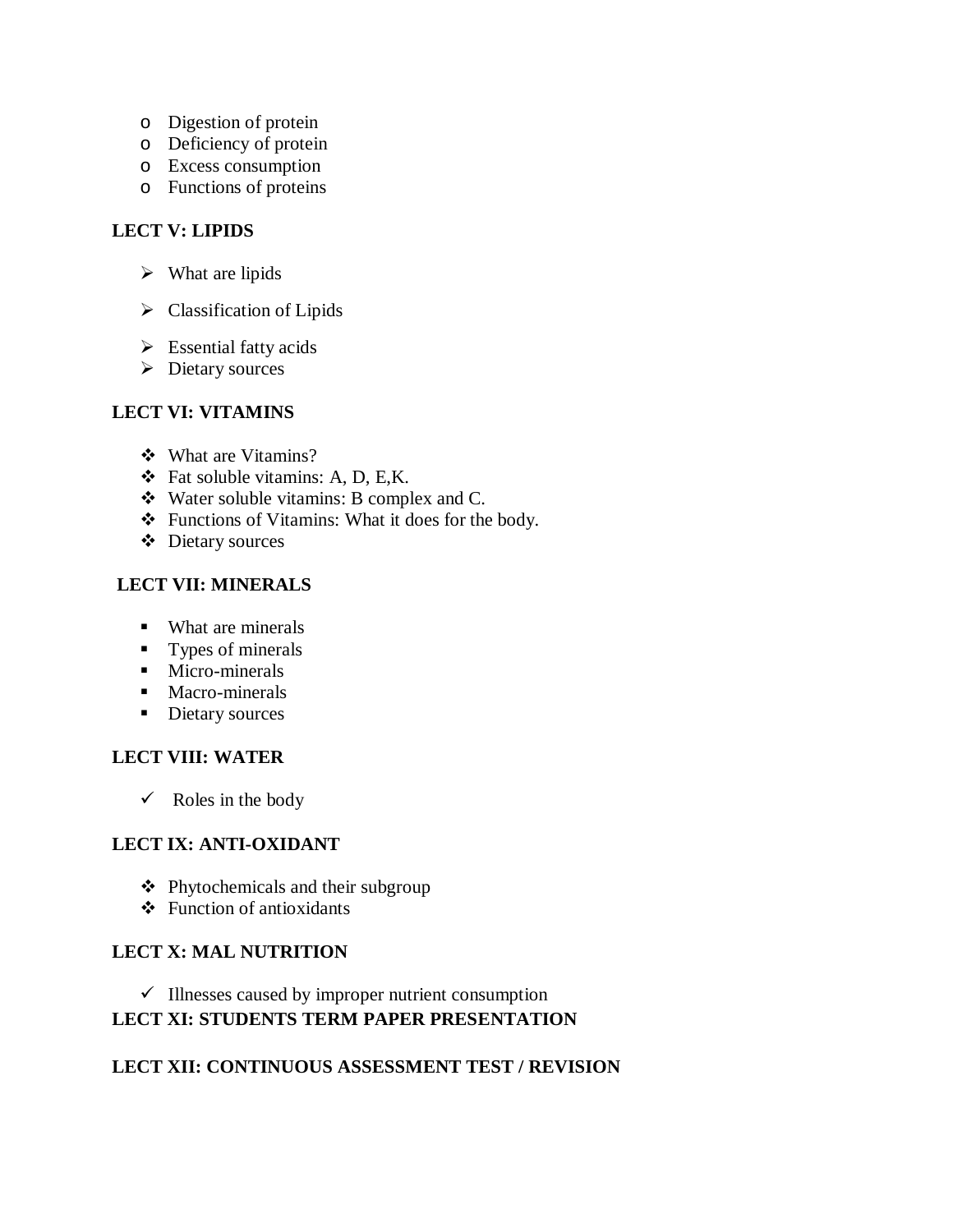- Digestion of protein
- Deficiency of protein
- Excess consumption
- Functions of proteins

**LECT V: LIPIDS**

- What are lipids
- Classification of Lipids
- Essential fatty acids
- Dietary sources

**LECT VI: VITAMINS**

- What are Vitamins?
- Fat soluble vitamins: A, D, E,K.
- Water soluble vitamins: B complex and C.
- Functions of Vitamins: What it does for the body.
- Dietary sources

**LECT VII: MINERALS**

- What are minerals
- Types of minerals
- Micro-minerals
- Macro-minerals
- Dietary sources

**LECT VIII: WATER**

- Roles in the body

**LECT IX: ANTI-OXIDANT**

- Phytochemicals and their subgroup
- Function of antioxidants

**LECT X: MAL NUTRITION**

- Illnesses caused by improper nutrient consumption

**LECT XI: STUDENTS TERM PAPER PRESENTATION**

**LECT XII: CONTINUOUS ASSESSMENT TEST / REVISION**